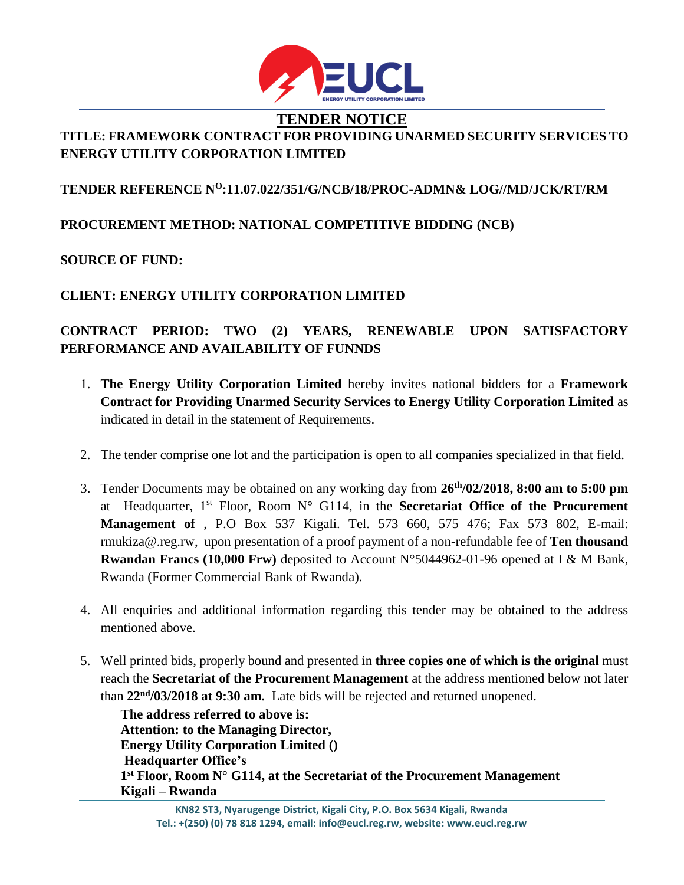# TENDER NOTICE

**TITLE: FRAMEWORK CONTRACT FOR PROVIDING UNARMED SECURITY SERVICES TO ENERGY UTILITY CORPORATION LIMITED**

**TENDER REFERENCE N$^{O}$:11.07.022/351/G/NCB/18/PROC-ADMN& LOG//MD/JCK/RT/RM**

**PROCUREMENT METHOD: NATIONAL COMPETITIVE BIDDING (NCB)**

**SOURCE OF FUND:**

**CLIENT: ENERGY UTILITY CORPORATION LIMITED**

**CONTRACT PERIOD: TWO (2) YEARS, RENEWABLE UPON SATISFACTORY PERFORMANCE AND AVAILABILITY OF FUNNDS**

1. **The Energy Utility Corporation Limited** hereby invites national bidders for a **Framework Contract for Providing Unarmed Security Services to Energy Utility Corporation Limited** as indicated in detail in the statement of Requirements.

2. The tender comprise one lot and the participation is open to all companies specialized in that field.

3. Tender Documents may be obtained on any working day from **26th/02/2018, 8:00 am to 5:00 pm** at Headquarter, 1st Floor, Room N° G114, in the **Secretariat Office of the Procurement Management of** , P.O Box 537 Kigali. Tel. 573 660, 575 476; Fax 573 802, E-mail: rmukiza@.reg.rw, upon presentation of a proof payment of a non-refundable fee of **Ten thousand Rwandan Francs (10,000 Frw)** deposited to Account N°5044962-01-96 opened at I & M Bank, Rwanda (Former Commercial Bank of Rwanda).

4. All enquiries and additional information regarding this tender may be obtained to the address mentioned above.

5. Well printed bids, properly bound and presented in **three copies one of which is the original** must reach the **Secretariat of the Procurement Management** at the address mentioned below not later than **22nd/03/2018 at 9:30 am.** Late bids will be rejected and returned unopened.

   **The address referred to above is:**
   **Attention: to the Managing Director,**
   **Energy Utility Corporation Limited ()**
   **Headquarter Office's**
   **1st Floor, Room N° G114, at the Secretariat of the Procurement Management**
   **Kigali – Rwanda**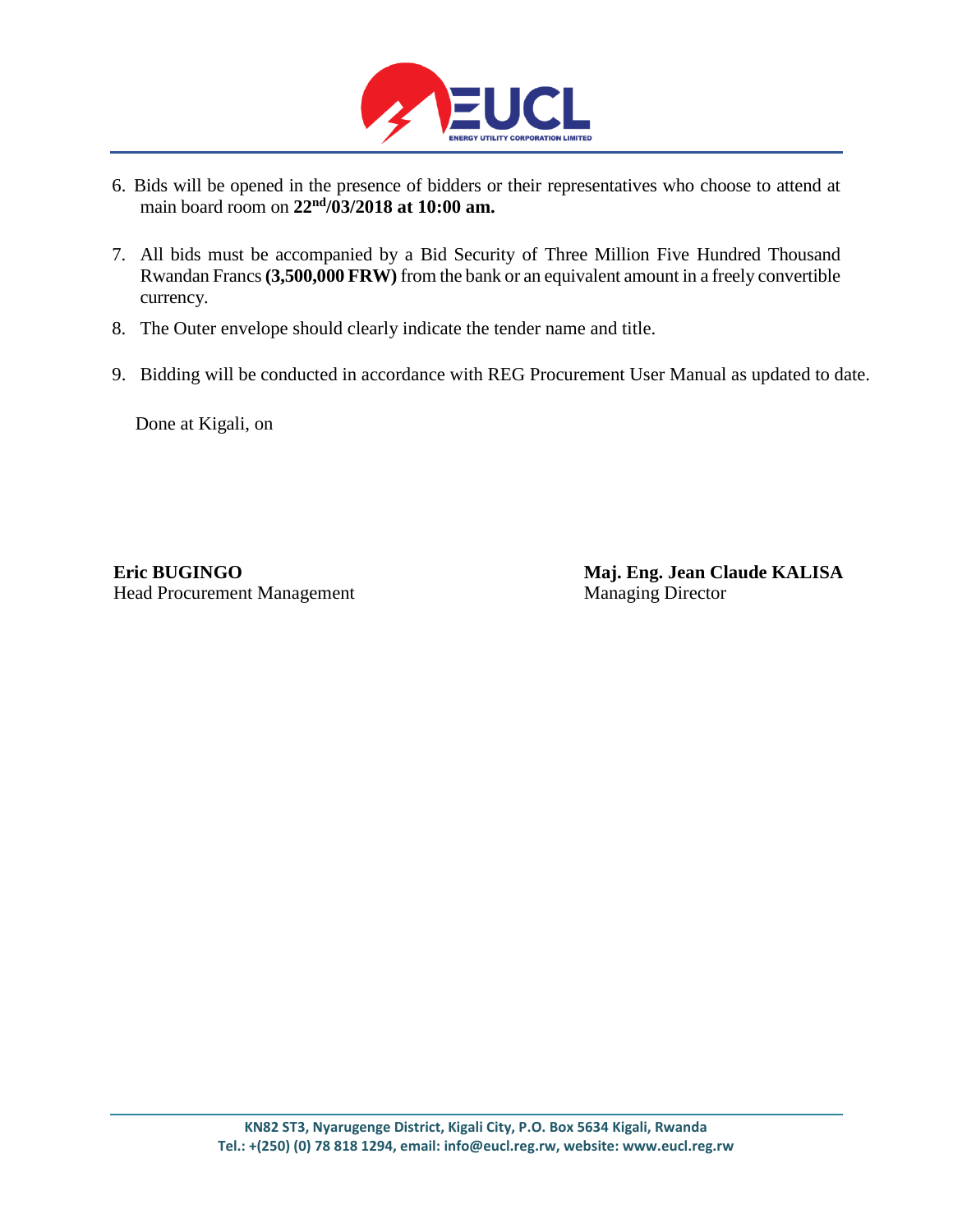6. Bids will be opened in the presence of bidders or their representatives who choose to attend at main board room on **22nd/03/2018 at 10:00 am.**

7. All bids must be accompanied by a Bid Security of Three Million Five Hundred Thousand Rwandan Francs **(3,500,000 FRW)** from the bank or an equivalent amount in a freely convertible currency.

8. The Outer envelope should clearly indicate the tender name and title.

9. Bidding will be conducted in accordance with REG Procurement User Manual as updated to date.

Done at Kigali, on

**Eric BUGINGO**
Head Procurement Management

**Maj. Eng. Jean Claude KALISA**
Managing Director